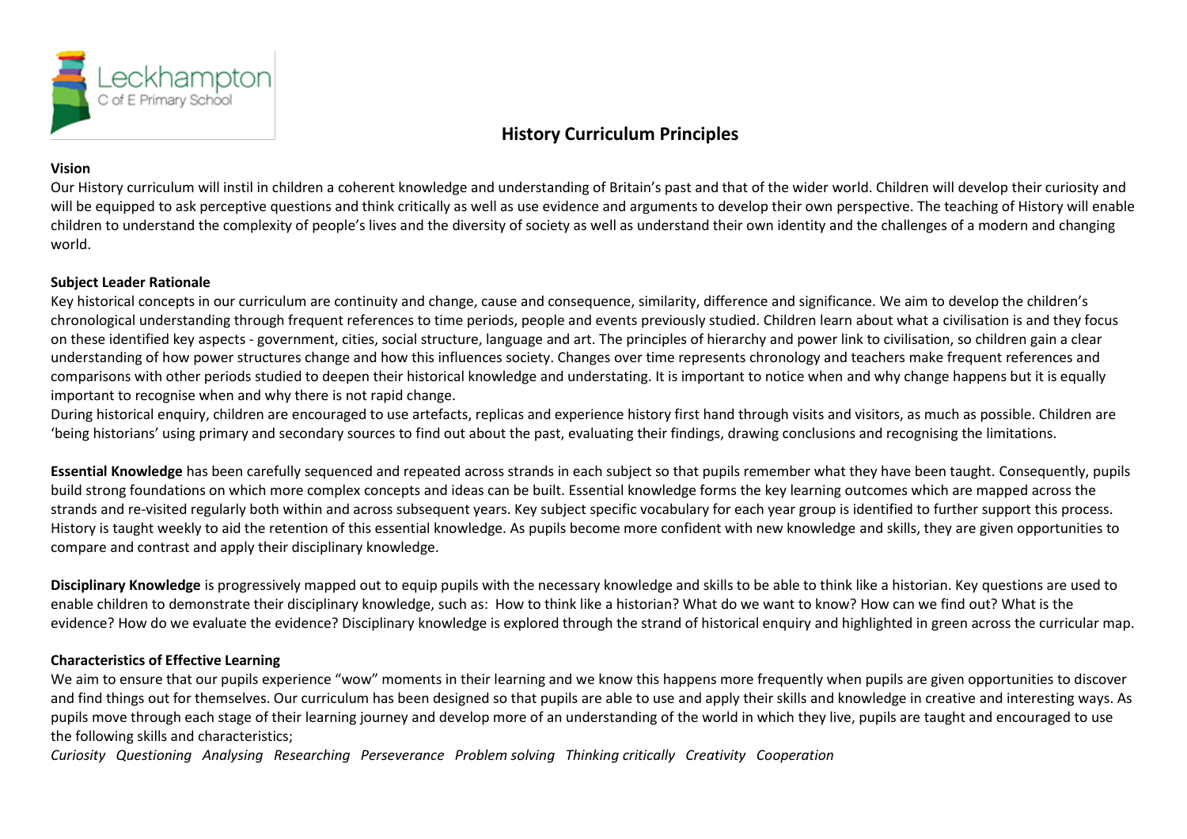Leckhampton
C of E Primary School

# History Curriculum Principles

**Vision**

Our History curriculum will instil in children a coherent knowledge and understanding of Britain's past and that of the wider world. Children will develop their curiosity and will be equipped to ask perceptive questions and think critically as well as use evidence and arguments to develop their own perspective. The teaching of History will enable children to understand the complexity of people's lives and the diversity of society as well as understand their own identity and the challenges of a modern and changing world.

**Subject Leader Rationale**

Key historical concepts in our curriculum are continuity and change, cause and consequence, similarity, difference and significance. We aim to develop the children's chronological understanding through frequent references to time periods, people and events previously studied. Children learn about what a civilisation is and they focus on these identified key aspects - government, cities, social structure, language and art. The principles of hierarchy and power link to civilisation, so children gain a clear understanding of how power structures change and how this influences society. Changes over time represents chronology and teachers make frequent references and comparisons with other periods studied to deepen their historical knowledge and understating. It is important to notice when and why change happens but it is equally important to recognise when and why there is not rapid change.

During historical enquiry, children are encouraged to use artefacts, replicas and experience history first hand through visits and visitors, as much as possible. Children are 'being historians' using primary and secondary sources to find out about the past, evaluating their findings, drawing conclusions and recognising the limitations.

**Essential Knowledge** has been carefully sequenced and repeated across strands in each subject so that pupils remember what they have been taught. Consequently, pupils build strong foundations on which more complex concepts and ideas can be built. Essential knowledge forms the key learning outcomes which are mapped across the strands and re-visited regularly both within and across subsequent years. Key subject specific vocabulary for each year group is identified to further support this process. History is taught weekly to aid the retention of this essential knowledge. As pupils become more confident with new knowledge and skills, they are given opportunities to compare and contrast and apply their disciplinary knowledge.

**Disciplinary Knowledge** is progressively mapped out to equip pupils with the necessary knowledge and skills to be able to think like a historian. Key questions are used to enable children to demonstrate their disciplinary knowledge, such as: How to think like a historian? What do we want to know? How can we find out? What is the evidence? How do we evaluate the evidence? Disciplinary knowledge is explored through the strand of historical enquiry and highlighted in green across the curricular map.

**Characteristics of Effective Learning**

We aim to ensure that our pupils experience "wow" moments in their learning and we know this happens more frequently when pupils are given opportunities to discover and find things out for themselves. Our curriculum has been designed so that pupils are able to use and apply their skills and knowledge in creative and interesting ways. As pupils move through each stage of their learning journey and develop more of an understanding of the world in which they live, pupils are taught and encouraged to use the following skills and characteristics;

*Curiosity Questioning Analysing Researching Perseverance Problem solving Thinking critically Creativity Cooperation*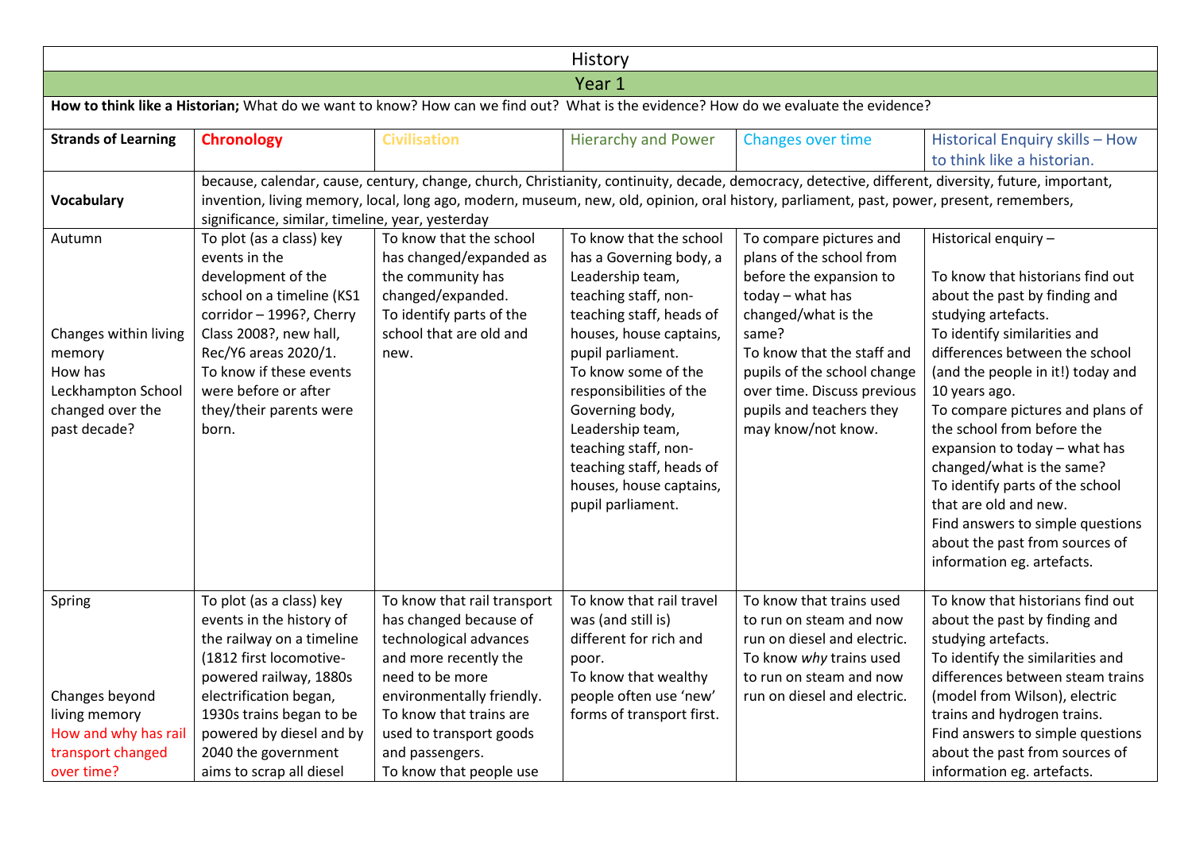| History | | | | | |
|---|---|---|---|---|---|
| **Year 1** | | | | | |
| **How to think like a Historian;** What do we want to know? How can we find out? What is the evidence? How do we evaluate the evidence? | | | | | |
| **Strands of Learning** | **Chronology** | Civilisation | Hierarchy and Power | Changes over time | Historical Enquiry skills – How to think like a historian. |
| **Vocabulary** | because, calendar, cause, century, change, church, Christianity, continuity, decade, democracy, detective, different, diversity, future, important, invention, living memory, local, long ago, modern, museum, new, old, opinion, oral history, parliament, past, power, present, remembers, significance, similar, timeline, year, yesterday | | | | |
| Autumn<br><br>Changes within living memory<br>How has Leckhampton School changed over the past decade? | To plot (as a class) key events in the development of the school on a timeline (KS1 corridor – 1996?, Cherry Class 2008?, new hall, Rec/Y6 areas 2020/1.<br>To know if these events were before or after they/their parents were born. | To know that the school has changed/expanded as the community has changed/expanded.<br>To identify parts of the school that are old and new. | To know that the school has a Governing body, a Leadership team, teaching staff, non-teaching staff, heads of houses, house captains, pupil parliament.<br>To know some of the responsibilities of the Governing body, Leadership team, teaching staff, non-teaching staff, heads of houses, house captains, pupil parliament. | To compare pictures and plans of the school from before the expansion to today – what has changed/what is the same?<br>To know that the staff and pupils of the school change over time. Discuss previous pupils and teachers they may know/not know. | Historical enquiry –<br><br>To know that historians find out about the past by finding and studying artefacts.<br>To identify similarities and differences between the school (and the people in it!) today and 10 years ago.<br>To compare pictures and plans of the school from before the expansion to today – what has changed/what is the same?<br>To identify parts of the school that are old and new.<br>Find answers to simple questions about the past from sources of information eg. artefacts. |
| Spring<br><br>Changes beyond living memory<br>How and why has rail transport changed over time? | To plot (as a class) key events in the history of the railway on a timeline (1812 first locomotive-powered railway, 1880s electrification began, 1930s trains began to be powered by diesel and by 2040 the government aims to scrap all diesel | To know that rail transport has changed because of technological advances and more recently the need to be more environmentally friendly.<br>To know that trains are used to transport goods and passengers.<br>To know that people use | To know that rail travel was (and still is) different for rich and poor.<br>To know that wealthy people often use 'new' forms of transport first. | To know that trains used to run on steam and now run on diesel and electric.<br>To know *why* trains used to run on steam and now run on diesel and electric. | To know that historians find out about the past by finding and studying artefacts.<br>To identify the similarities and differences between steam trains (model from Wilson), electric trains and hydrogen trains.<br>Find answers to simple questions about the past from sources of information eg. artefacts. |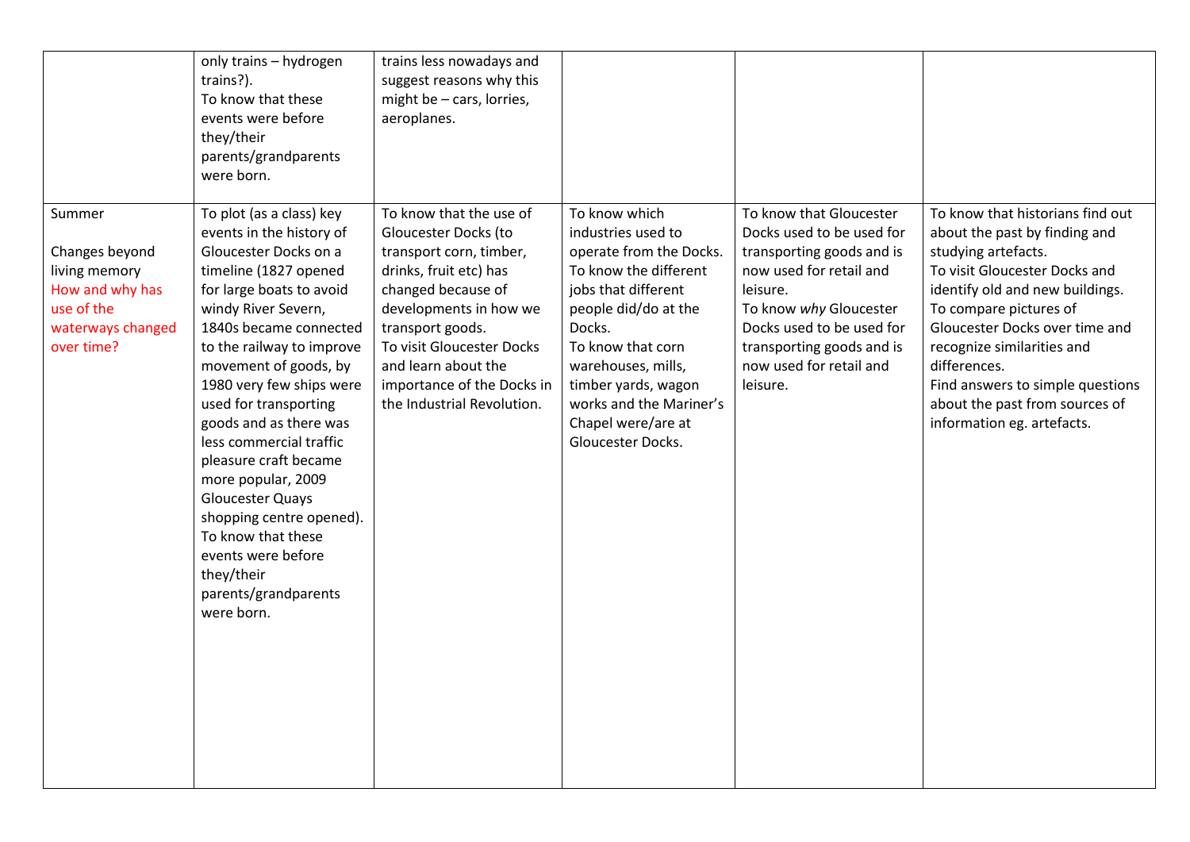| | | | | | |
|---|---|---|---|---|---|
| | only trains – hydrogen trains?).<br>To know that these events were before they/their parents/grandparents were born. | trains less nowadays and suggest reasons why this might be – cars, lorries, aeroplanes. | | | |
| Summer<br><br>Changes beyond living memory<br>How and why has use of the waterways changed over time? | To plot (as a class) key events in the history of Gloucester Docks on a timeline (1827 opened for large boats to avoid windy River Severn, 1840s became connected to the railway to improve movement of goods, by 1980 very few ships were used for transporting goods and as there was less commercial traffic pleasure craft became more popular, 2009 Gloucester Quays shopping centre opened).<br>To know that these events were before they/their parents/grandparents were born. | To know that the use of Gloucester Docks (to transport corn, timber, drinks, fruit etc) has changed because of developments in how we transport goods.<br>To visit Gloucester Docks and learn about the importance of the Docks in the Industrial Revolution. | To know which industries used to operate from the Docks.<br>To know the different jobs that different people did/do at the Docks.<br>To know that corn warehouses, mills, timber yards, wagon works and the Mariner's Chapel were/are at Gloucester Docks. | To know that Gloucester Docks used to be used for transporting goods and is now used for retail and leisure.<br>To know *why* Gloucester Docks used to be used for transporting goods and is now used for retail and leisure. | To know that historians find out about the past by finding and studying artefacts.<br>To visit Gloucester Docks and identify old and new buildings.<br>To compare pictures of Gloucester Docks over time and recognize similarities and differences.<br>Find answers to simple questions about the past from sources of information eg. artefacts. |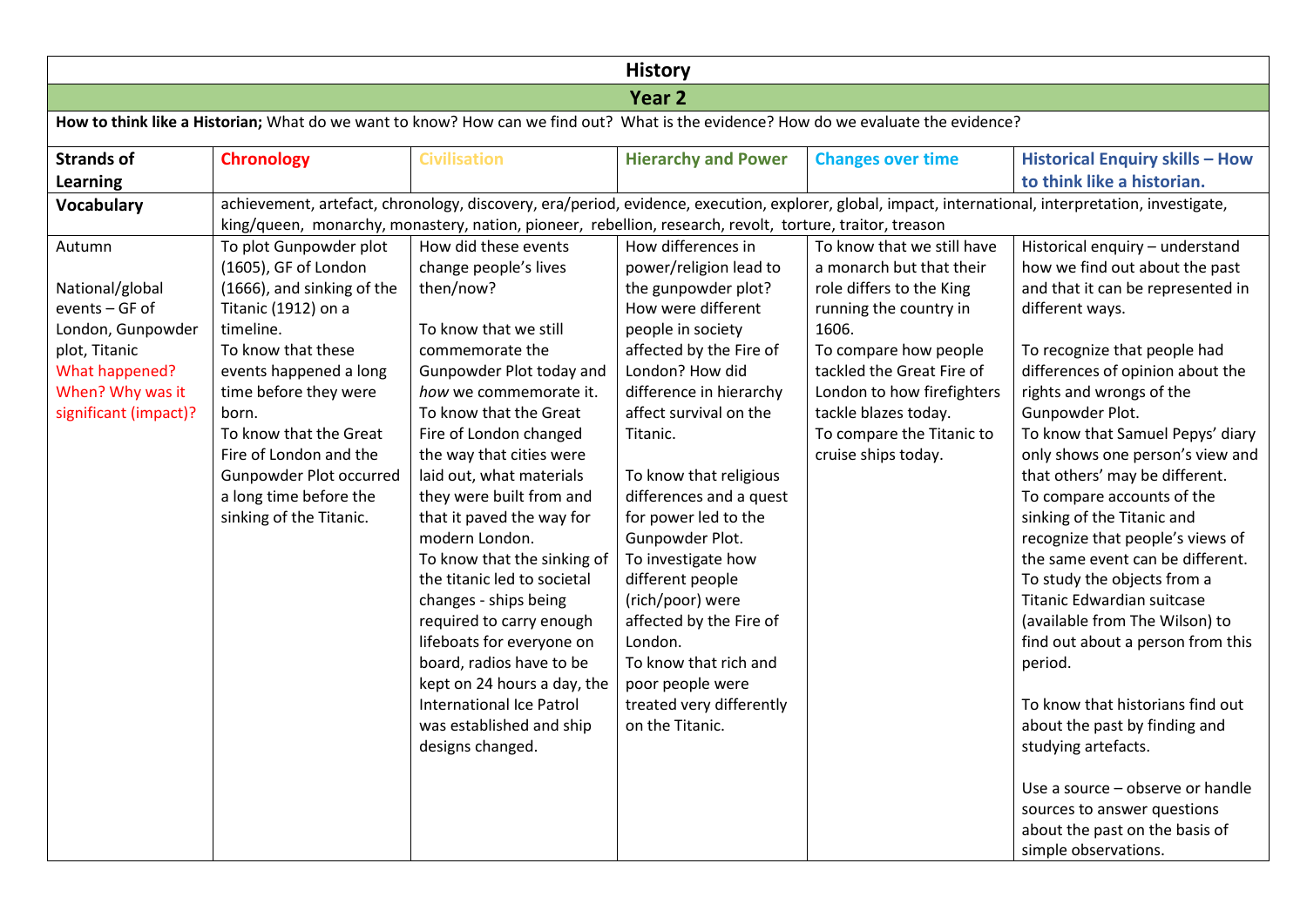# History

## Year 2

**How to think like a Historian;** What do we want to know? How can we find out? What is the evidence? How do we evaluate the evidence?

| Strands of Learning | Chronology | Civilisation | Hierarchy and Power | Changes over time | Historical Enquiry skills – How to think like a historian. |
|---|---|---|---|---|---|
| **Vocabulary** | achievement, artefact, chronology, discovery, era/period, evidence, execution, explorer, global, impact, international, interpretation, investigate, king/queen, monarchy, monastery, nation, pioneer, rebellion, research, revolt, torture, traitor, treason | | | | |
| Autumn<br><br>National/global events – GF of London, Gunpowder plot, Titanic<br>What happened? When? Why was it significant (impact)? | To plot Gunpowder plot (1605), GF of London (1666), and sinking of the Titanic (1912) on a timeline.<br>To know that these events happened a long time before they were born.<br>To know that the Great Fire of London and the Gunpowder Plot occurred a long time before the sinking of the Titanic. | How did these events change people's lives then/now?<br><br>To know that we still commemorate the Gunpowder Plot today and *how* we commemorate it.<br>To know that the Great Fire of London changed the way that cities were laid out, what materials they were built from and that it paved the way for modern London.<br>To know that the sinking of the titanic led to societal changes - ships being required to carry enough lifeboats for everyone on board, radios have to be kept on 24 hours a day, the International Ice Patrol was established and ship designs changed. | How differences in power/religion lead to the gunpowder plot?<br>How were different people in society affected by the Fire of London? How did difference in hierarchy affect survival on the Titanic.<br><br>To know that religious differences and a quest for power led to the Gunpowder Plot.<br>To investigate how different people (rich/poor) were affected by the Fire of London.<br>To know that rich and poor people were treated very differently on the Titanic. | To know that we still have a monarch but that their role differs to the King running the country in 1606.<br>To compare how people tackled the Great Fire of London to how firefighters tackle blazes today.<br>To compare the Titanic to cruise ships today. | Historical enquiry – understand how we find out about the past and that it can be represented in different ways.<br><br>To recognize that people had differences of opinion about the rights and wrongs of the Gunpowder Plot.<br>To know that Samuel Pepys' diary only shows one person's view and that others' may be different.<br>To compare accounts of the sinking of the Titanic and recognize that people's views of the same event can be different.<br>To study the objects from a Titanic Edwardian suitcase (available from The Wilson) to find out about a person from this period.<br><br>To know that historians find out about the past by finding and studying artefacts.<br><br>Use a source – observe or handle sources to answer questions about the past on the basis of simple observations. |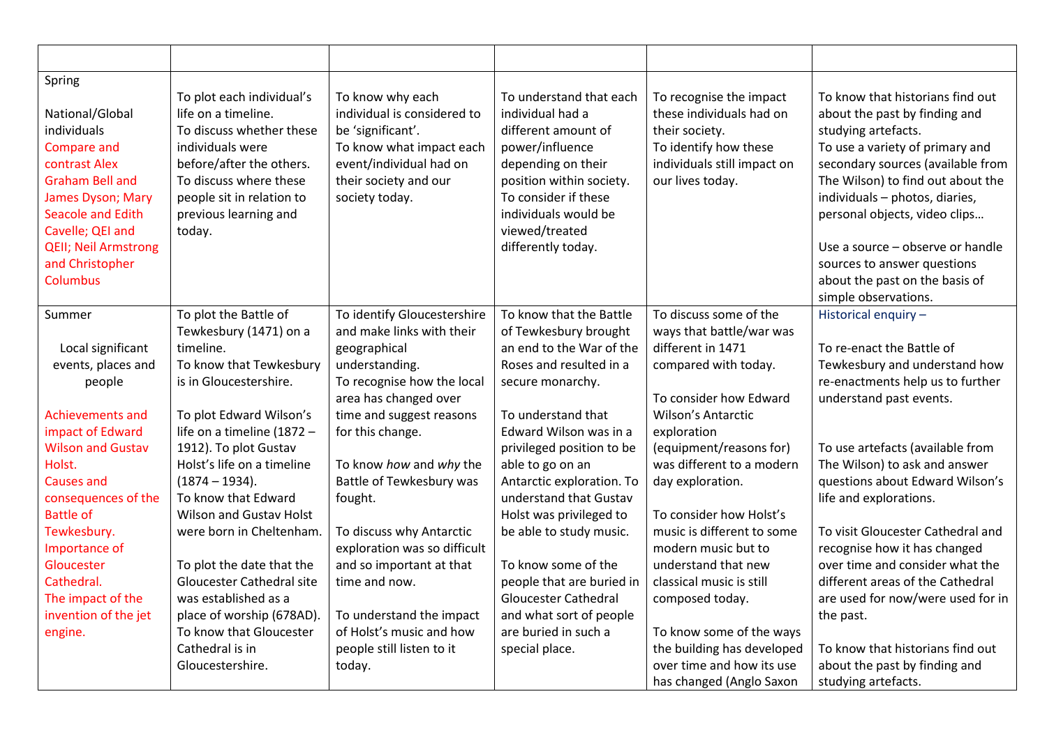| | | | | | |
|---|---|---|---|---|---|
| Spring<br><br>National/Global individuals<br>Compare and contrast Alex Graham Bell and James Dyson; Mary Seacole and Edith Cavelle; QEI and QEII; Neil Armstrong and Christopher Columbus | To plot each individual's life on a timeline.<br>To discuss whether these individuals were before/after the others.<br>To discuss where these people sit in relation to previous learning and today. | To know why each individual is considered to be 'significant'.<br>To know what impact each event/individual had on their society and our society today. | To understand that each individual had a different amount of power/influence depending on their position within society.<br>To consider if these individuals would be viewed/treated differently today. | To recognise the impact these individuals had on their society.<br>To identify how these individuals still impact on our lives today. | To know that historians find out about the past by finding and studying artefacts.<br>To use a variety of primary and secondary sources (available from The Wilson) to find out about the individuals – photos, diaries, personal objects, video clips…<br><br>Use a source – observe or handle sources to answer questions about the past on the basis of simple observations. |
| Summer<br><br>Local significant events, places and people<br><br>Achievements and impact of Edward Wilson and Gustav Holst.<br>Causes and consequences of the Battle of Tewkesbury.<br>Importance of Gloucester Cathedral.<br>The impact of the invention of the jet engine. | To plot the Battle of Tewkesbury (1471) on a timeline.<br>To know that Tewkesbury is in Gloucestershire.<br><br>To plot Edward Wilson's life on a timeline (1872 – 1912). To plot Gustav Holst's life on a timeline (1874 – 1934).<br>To know that Edward Wilson and Gustav Holst were born in Cheltenham.<br><br>To plot the date that the Gloucester Cathedral site was established as a place of worship (678AD).<br>To know that Gloucester Cathedral is in Gloucestershire. | To identify Gloucestershire and make links with their geographical understanding.<br>To recognise how the local area has changed over time and suggest reasons for this change.<br><br>To know *how* and *why* the Battle of Tewkesbury was fought.<br><br>To discuss why Antarctic exploration was so difficult and so important at that time and now.<br><br>To understand the impact of Holst's music and how people still listen to it today. | To know that the Battle of Tewkesbury brought an end to the War of the Roses and resulted in a secure monarchy.<br><br>To understand that Edward Wilson was in a privileged position to be able to go on an Antarctic exploration. To understand that Gustav Holst was privileged to be able to study music.<br><br>To know some of the people that are buried in Gloucester Cathedral and what sort of people are buried in such a special place. | To discuss some of the ways that battle/war was different in 1471 compared with today.<br><br>To consider how Edward Wilson's Antarctic exploration (equipment/reasons for) was different to a modern day exploration.<br><br>To consider how Holst's music is different to some modern music but to understand that new classical music is still composed today.<br><br>To know some of the ways the building has developed over time and how its use has changed (Anglo Saxon | Historical enquiry –<br><br>To re-enact the Battle of Tewkesbury and understand how re-enactments help us to further understand past events.<br><br>To use artefacts (available from The Wilson) to ask and answer questions about Edward Wilson's life and explorations.<br><br>To visit Gloucester Cathedral and recognise how it has changed over time and consider what the different areas of the Cathedral are used for now/were used for in the past.<br><br>To know that historians find out about the past by finding and studying artefacts. |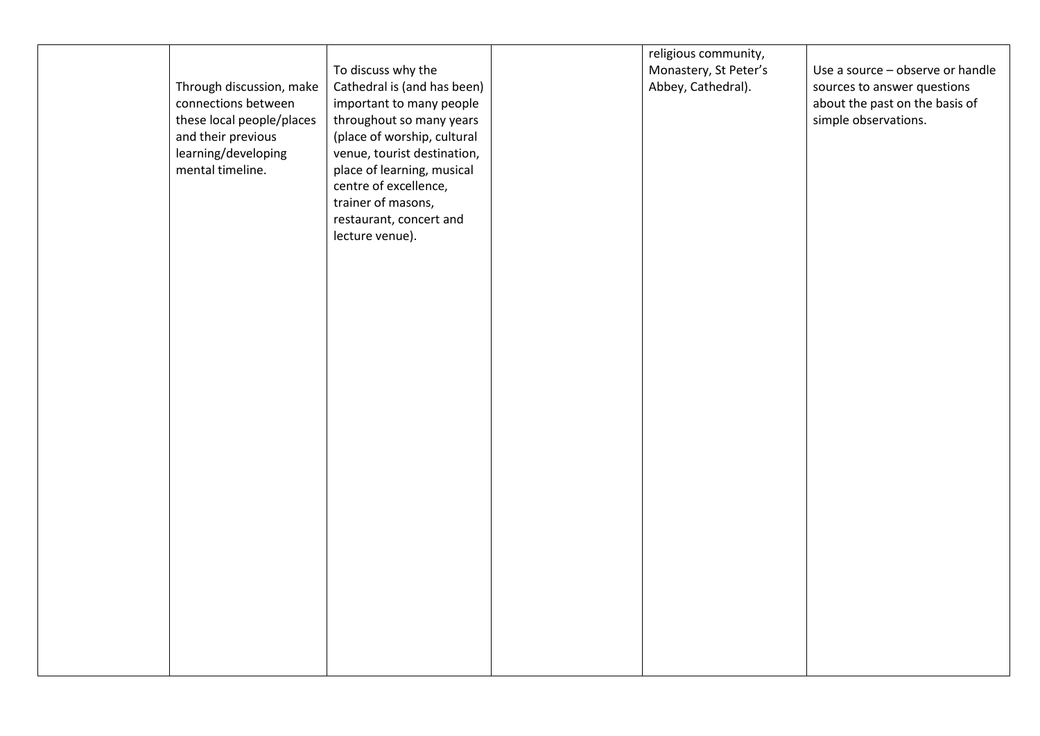|  |  |  |  |  |  |
|---|---|---|---|---|---|
|  | Through discussion, make connections between these local people/places and their previous learning/developing mental timeline. | To discuss why the Cathedral is (and has been) important to many people throughout so many years (place of worship, cultural venue, tourist destination, place of learning, musical centre of excellence, trainer of masons, restaurant, concert and lecture venue). |  | religious community, Monastery, St Peter's Abbey, Cathedral). | Use a source – observe or handle sources to answer questions about the past on the basis of simple observations. |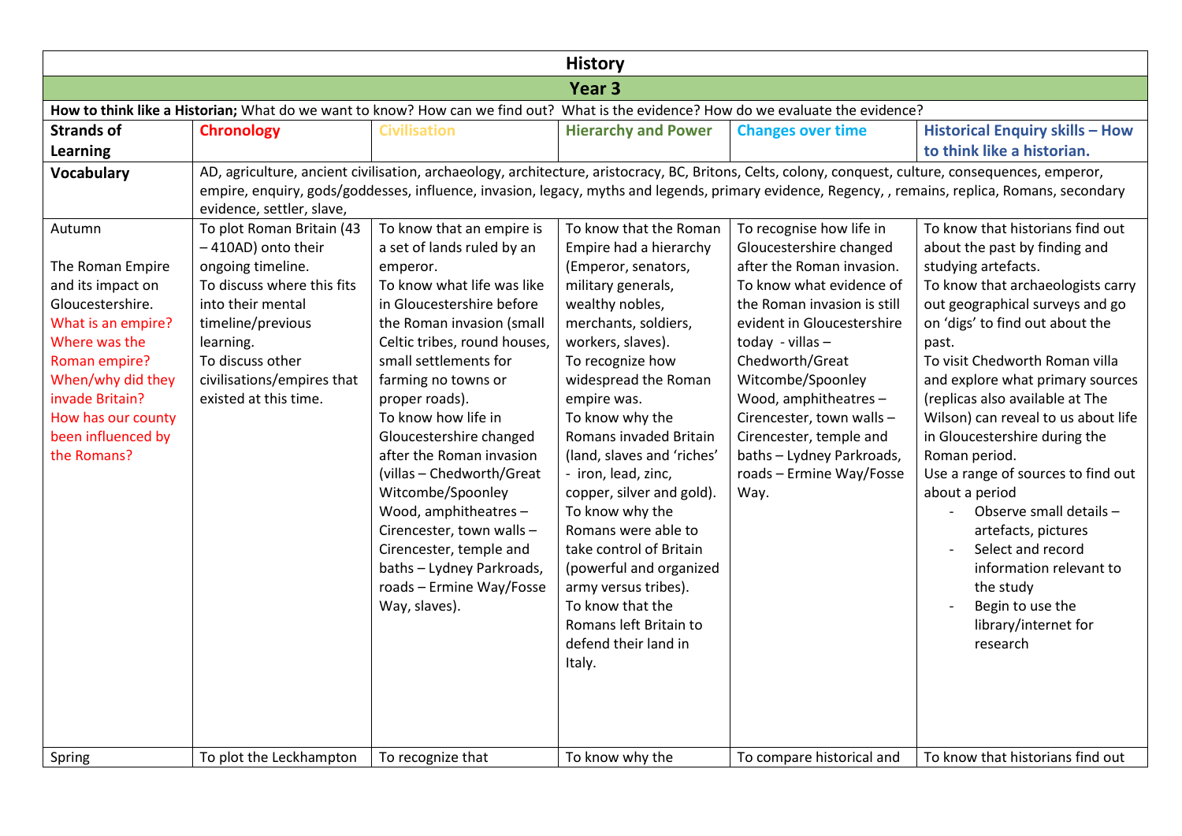# History

## Year 3

**How to think like a Historian;** What do we want to know? How can we find out? What is the evidence? How do we evaluate the evidence?

| Strands of Learning | Chronology | Civilisation | Hierarchy and Power | Changes over time | Historical Enquiry skills – How to think like a historian. |
|---|---|---|---|---|---|
| **Vocabulary** | AD, agriculture, ancient civilisation, archaeology, architecture, aristocracy, BC, Britons, Celts, colony, conquest, culture, consequences, emperor, empire, enquiry, gods/goddesses, influence, invasion, legacy, myths and legends, primary evidence, Regency, , remains, replica, Romans, secondary evidence, settler, slave, | | | | |
| Autumn<br><br>The Roman Empire and its impact on Gloucestershire.<br>What is an empire?<br>Where was the Roman empire?<br>When/why did they invade Britain?<br>How has our county been influenced by the Romans? | To plot Roman Britain (43 – 410AD) onto their ongoing timeline.<br>To discuss where this fits into their mental timeline/previous learning.<br>To discuss other civilisations/empires that existed at this time. | To know that an empire is a set of lands ruled by an emperor.<br>To know what life was like in Gloucestershire before the Roman invasion (small Celtic tribes, round houses, small settlements for farming no towns or proper roads).<br>To know how life in Gloucestershire changed after the Roman invasion (villas – Chedworth/Great Witcombe/Spoonley Wood, amphitheatres – Cirencester, town walls – Cirencester, temple and baths – Lydney Parkroads, roads – Ermine Way/Fosse Way, slaves). | To know that the Roman Empire had a hierarchy (Emperor, senators, military generals, wealthy nobles, merchants, soldiers, workers, slaves).<br>To recognize how widespread the Roman empire was.<br>To know why the Romans invaded Britain (land, slaves and 'riches' - iron, lead, zinc, copper, silver and gold).<br>To know why the Romans were able to take control of Britain (powerful and organized army versus tribes).<br>To know that the Romans left Britain to defend their land in Italy. | To recognise how life in Gloucestershire changed after the Roman invasion.<br>To know what evidence of the Roman invasion is still evident in Gloucestershire today - villas – Chedworth/Great Witcombe/Spoonley Wood, amphitheatres – Cirencester, town walls – Cirencester, temple and baths – Lydney Parkroads, roads – Ermine Way/Fosse Way. | To know that historians find out about the past by finding and studying artefacts.<br>To know that archaeologists carry out geographical surveys and go on 'digs' to find out about the past.<br>To visit Chedworth Roman villa and explore what primary sources (replicas also available at The Wilson) can reveal to us about life in Gloucestershire during the Roman period.<br>Use a range of sources to find out about a period<br>- Observe small details – artefacts, pictures<br>- Select and record information relevant to the study<br>- Begin to use the library/internet for research |
| Spring | To plot the Leckhampton | To recognize that | To know why the | To compare historical and | To know that historians find out |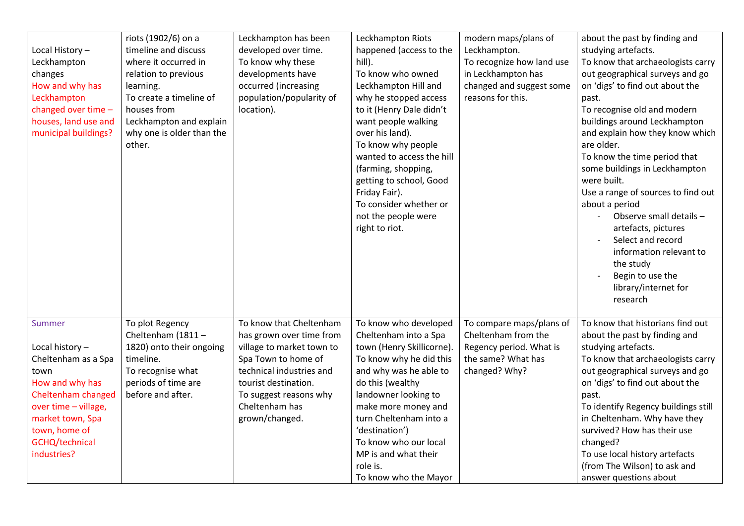| | | | | | |
|---|---|---|---|---|---|
| Local History – Leckhampton changes<br>How and why has Leckhampton changed over time – houses, land use and municipal buildings? | riots (1902/6) on a timeline and discuss where it occurred in relation to previous learning.<br>To create a timeline of houses from Leckhampton and explain why one is older than the other. | Leckhampton has been developed over time.<br>To know why these developments have occurred (increasing population/popularity of location). | Leckhampton Riots happened (access to the hill).<br>To know who owned Leckhampton Hill and why he stopped access to it (Henry Dale didn't want people walking over his land).<br>To know why people wanted to access the hill (farming, shopping, getting to school, Good Friday Fair).<br>To consider whether or not the people were right to riot. | modern maps/plans of Leckhampton.<br>To recognize how land use in Leckhampton has changed and suggest some reasons for this. | about the past by finding and studying artefacts.<br>To know that archaeologists carry out geographical surveys and go on 'digs' to find out about the past.<br>To recognise old and modern buildings around Leckhampton and explain how they know which are older.<br>To know the time period that some buildings in Leckhampton were built.<br>Use a range of sources to find out about a period<br>- Observe small details – artefacts, pictures<br>- Select and record information relevant to the study<br>- Begin to use the library/internet for research |
| Summer<br><br>Local history – Cheltenham as a Spa town<br>How and why has Cheltenham changed over time – village, market town, Spa town, home of GCHQ/technical industries? | To plot Regency Cheltenham (1811 – 1820) onto their ongoing timeline.<br>To recognise what periods of time are before and after. | To know that Cheltenham has grown over time from village to market town to Spa Town to home of technical industries and tourist destination.<br>To suggest reasons why Cheltenham has grown/changed. | To know who developed Cheltenham into a Spa town (Henry Skillicorne).<br>To know why he did this and why was he able to do this (wealthy landowner looking to make more money and turn Cheltenham into a 'destination')<br>To know who our local MP is and what their role is.<br>To know who the Mayor | To compare maps/plans of Cheltenham from the Regency period. What is the same? What has changed? Why? | To know that historians find out about the past by finding and studying artefacts.<br>To know that archaeologists carry out geographical surveys and go on 'digs' to find out about the past.<br>To identify Regency buildings still in Cheltenham. Why have they survived? How has their use changed?<br>To use local history artefacts (from The Wilson) to ask and answer questions about |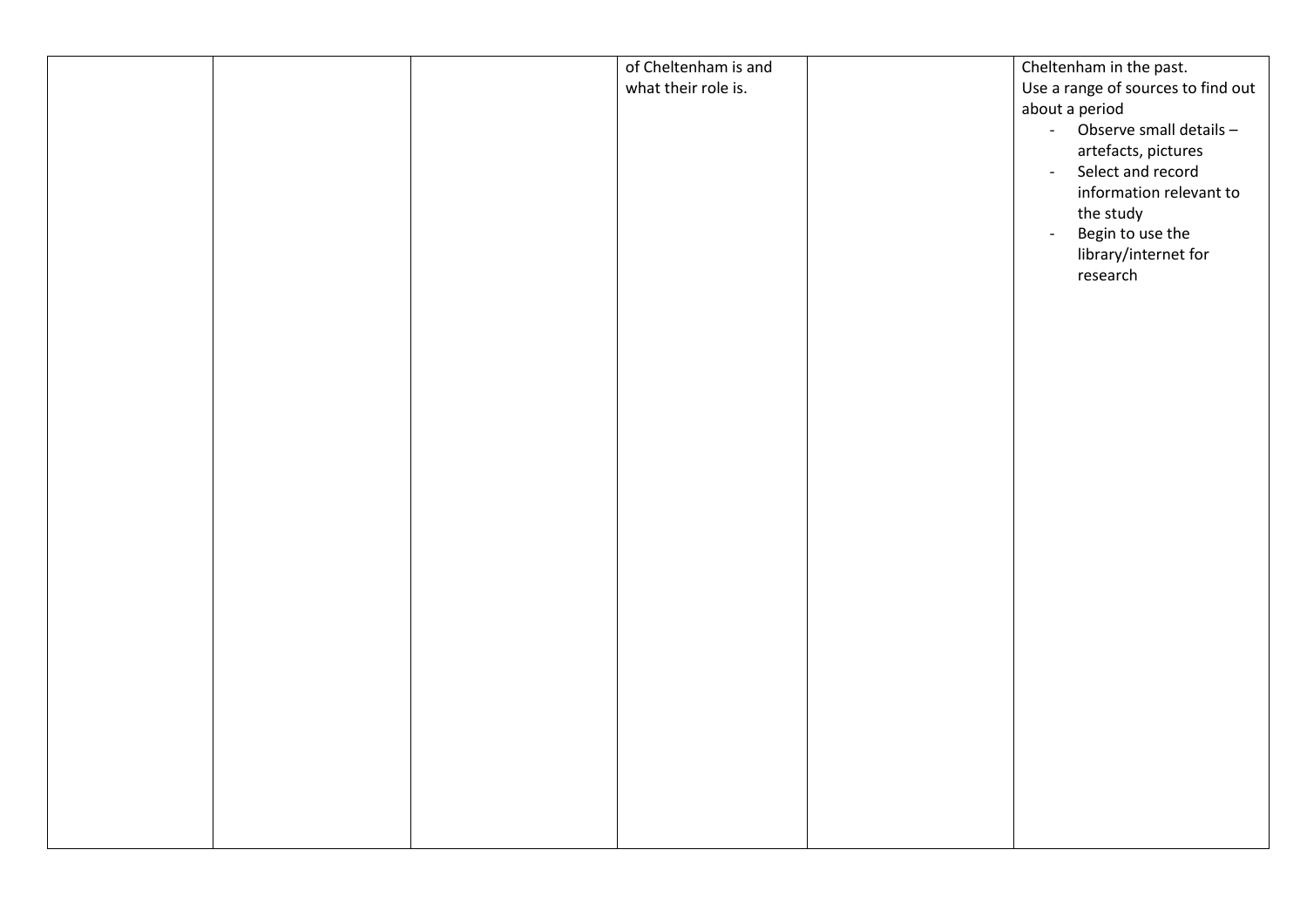|  |  |  | of Cheltenham is and what their role is. |  | Cheltenham in the past.<br>Use a range of sources to find out about a period<br>- Observe small details – artefacts, pictures<br>- Select and record information relevant to the study<br>- Begin to use the library/internet for research |
|---|---|---|---|---|---|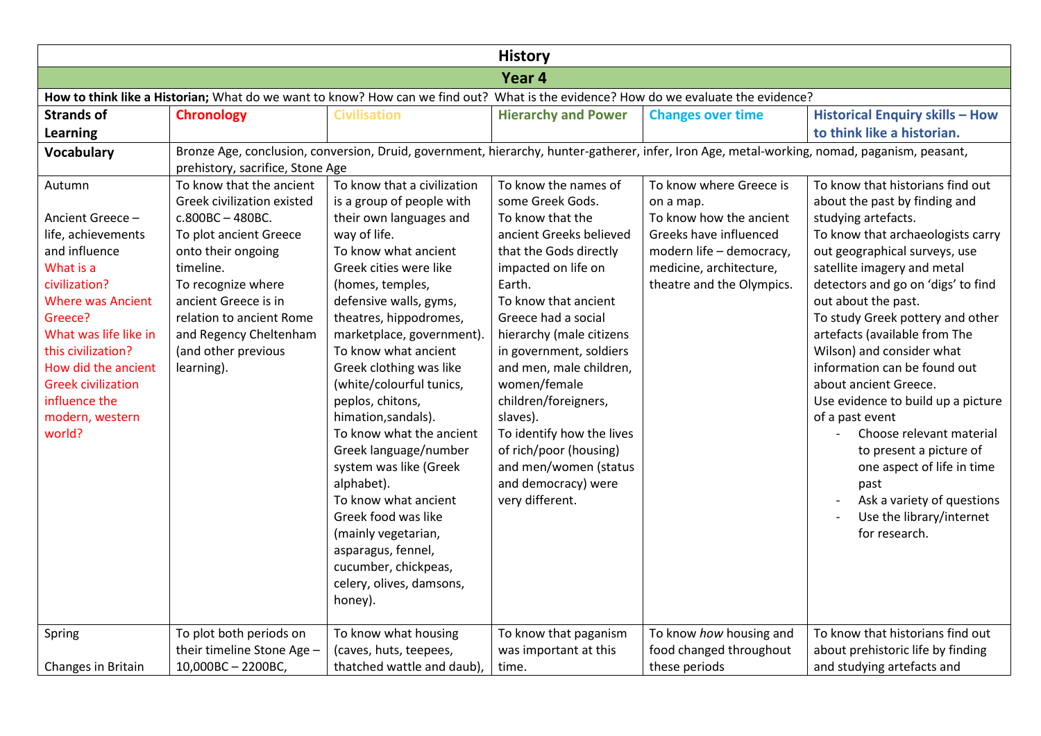| History | | | | | |
|---|---|---|---|---|---|
| **Year 4** | | | | | |
| **How to think like a Historian;** What do we want to know? How can we find out? What is the evidence? How do we evaluate the evidence? | | | | | |
| **Strands of Learning** | **Chronology** | **Civilisation** | **Hierarchy and Power** | **Changes over time** | **Historical Enquiry skills – How to think like a historian.** |
| **Vocabulary** | Bronze Age, conclusion, conversion, Druid, government, hierarchy, hunter-gatherer, infer, Iron Age, metal-working, nomad, paganism, peasant, prehistory, sacrifice, Stone Age | | | | |
| Autumn<br><br>Ancient Greece – life, achievements and influence<br>What is a civilization?<br>Where was Ancient Greece?<br>What was life like in this civilization?<br>How did the ancient Greek civilization influence the modern, western world? | To know that the ancient Greek civilization existed c.800BC – 480BC.<br>To plot ancient Greece onto their ongoing timeline.<br>To recognize where ancient Greece is in relation to ancient Rome and Regency Cheltenham (and other previous learning). | To know that a civilization is a group of people with their own languages and way of life.<br>To know what ancient Greek cities were like (homes, temples, defensive walls, gyms, theatres, hippodromes, marketplace, government).<br>To know what ancient Greek clothing was like (white/colourful tunics, peplos, chitons, himation,sandals).<br>To know what the ancient Greek language/number system was like (Greek alphabet).<br>To know what ancient Greek food was like (mainly vegetarian, asparagus, fennel, cucumber, chickpeas, celery, olives, damsons, honey). | To know the names of some Greek Gods.<br>To know that the ancient Greeks believed that the Gods directly impacted on life on Earth.<br>To know that ancient Greece had a social hierarchy (male citizens in government, soldiers and men, male children, women/female children/foreigners, slaves).<br>To identify how the lives of rich/poor (housing) and men/women (status and democracy) were very different. | To know where Greece is on a map.<br>To know how the ancient Greeks have influenced modern life – democracy, medicine, architecture, theatre and the Olympics. | To know that historians find out about the past by finding and studying artefacts.<br>To know that archaeologists carry out geographical surveys, use satellite imagery and metal detectors and go on 'digs' to find out about the past.<br>To study Greek pottery and other artefacts (available from The Wilson) and consider what information can be found out about ancient Greece.<br>Use evidence to build up a picture of a past event<br>- Choose relevant material to present a picture of one aspect of life in time past<br>- Ask a variety of questions<br>- Use the library/internet for research. |
| Spring<br><br>Changes in Britain | To plot both periods on their timeline Stone Age – 10,000BC – 2200BC, | To know what housing (caves, huts, teepees, thatched wattle and daub), | To know that paganism was important at this time. | To know *how* housing and food changed throughout these periods | To know that historians find out about prehistoric life by finding and studying artefacts and |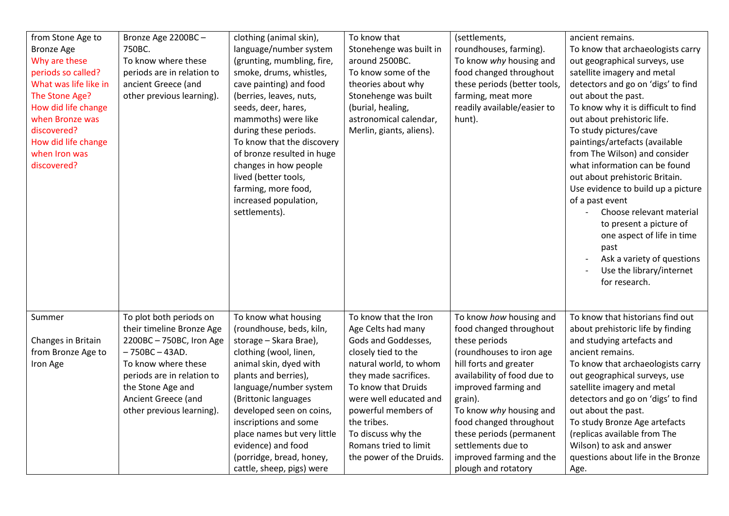| | | | | | |
|---|---|---|---|---|---|
| from Stone Age to Bronze Age<br>Why are these periods so called?<br>What was life like in The Stone Age?<br>How did life change when Bronze was discovered?<br>How did life change when Iron was discovered? | Bronze Age 2200BC – 750BC.<br>To know where these periods are in relation to ancient Greece (and other previous learning). | clothing (animal skin), language/number system (grunting, mumbling, fire, smoke, drums, whistles, cave painting) and food (berries, leaves, nuts, seeds, deer, hares, mammoths) were like during these periods.<br>To know that the discovery of bronze resulted in huge changes in how people lived (better tools, farming, more food, increased population, settlements). | To know that Stonehenge was built in around 2500BC.<br>To know some of the theories about why Stonehenge was built (burial, healing, astronomical calendar, Merlin, giants, aliens). | (settlements, roundhouses, farming).<br>To know *why* housing and food changed throughout these periods (better tools, farming, meat more readily available/easier to hunt). | ancient remains.<br>To know that archaeologists carry out geographical surveys, use satellite imagery and metal detectors and go on 'digs' to find out about the past.<br>To know why it is difficult to find out about prehistoric life.<br>To study pictures/cave paintings/artefacts (available from The Wilson) and consider what information can be found out about prehistoric Britain.<br>Use evidence to build up a picture of a past event<br>- Choose relevant material to present a picture of one aspect of life in time past<br>- Ask a variety of questions<br>- Use the library/internet for research. |
| Summer<br><br>Changes in Britain from Bronze Age to Iron Age | To plot both periods on their timeline Bronze Age 2200BC – 750BC, Iron Age – 750BC – 43AD.<br>To know where these periods are in relation to the Stone Age and Ancient Greece (and other previous learning). | To know what housing (roundhouse, beds, kiln, storage – Skara Brae), clothing (wool, linen, animal skin, dyed with plants and berries), language/number system (Brittonic languages developed seen on coins, inscriptions and some place names but very little evidence) and food (porridge, bread, honey, cattle, sheep, pigs) were | To know that the Iron Age Celts had many Gods and Goddesses, closely tied to the natural world, to whom they made sacrifices.<br>To know that Druids were well educated and powerful members of the tribes.<br>To discuss why the Romans tried to limit the power of the Druids. | To know *how* housing and food changed throughout these periods (roundhouses to iron age hill forts and greater availability of food due to improved farming and grain).<br>To know *why* housing and food changed throughout these periods (permanent settlements due to improved farming and the plough and rotatory | To know that historians find out about prehistoric life by finding and studying artefacts and ancient remains.<br>To know that archaeologists carry out geographical surveys, use satellite imagery and metal detectors and go on 'digs' to find out about the past.<br>To study Bronze Age artefacts (replicas available from The Wilson) to ask and answer questions about life in the Bronze Age. |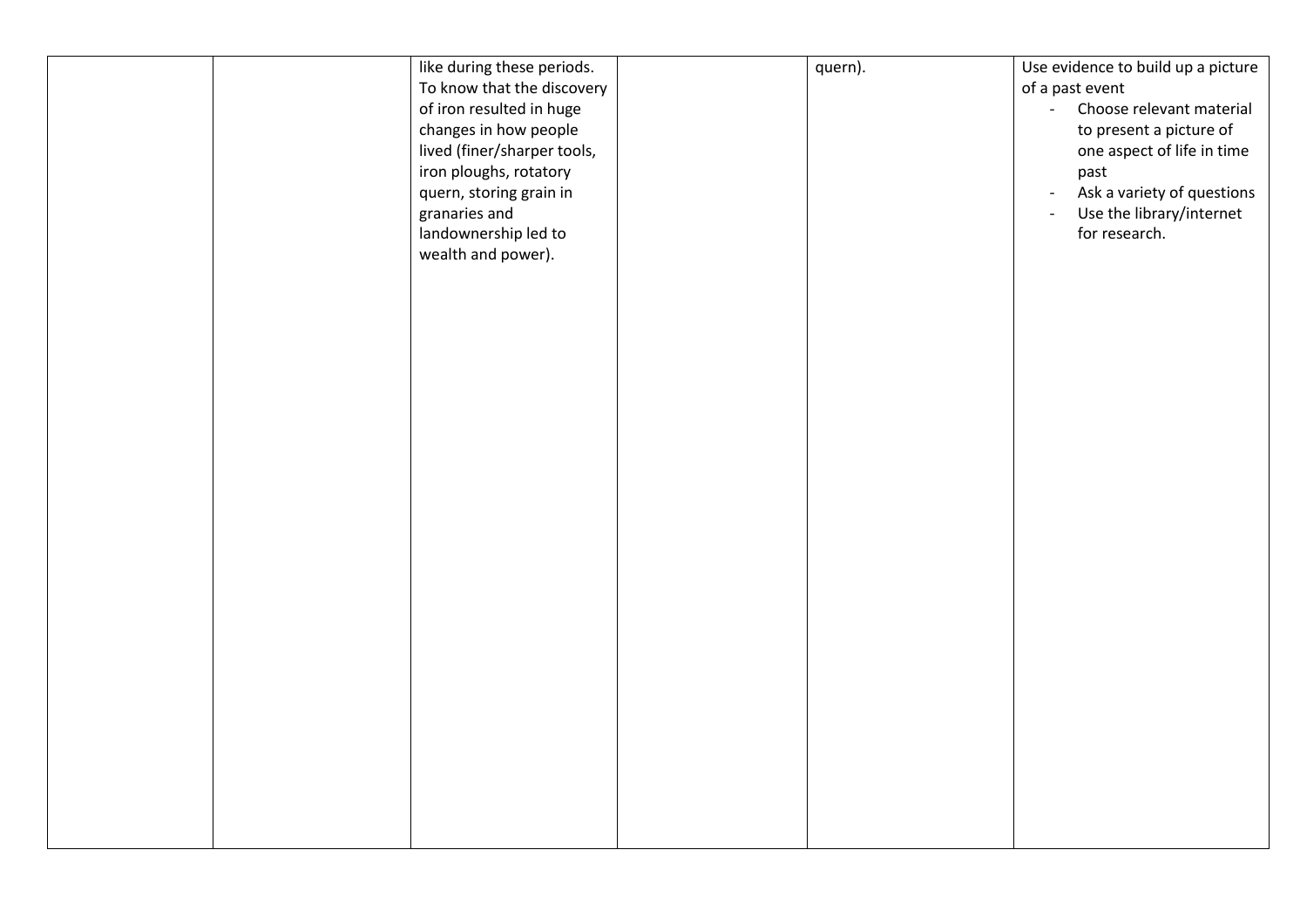|  |  |  |  |  |  |
|---|---|---|---|---|---|
|  |  | like during these periods. To know that the discovery of iron resulted in huge changes in how people lived (finer/sharper tools, iron ploughs, rotatory quern, storing grain in granaries and landownership led to wealth and power). |  | quern). | Use evidence to build up a picture of a past event<br>- Choose relevant material to present a picture of one aspect of life in time past<br>- Ask a variety of questions<br>- Use the library/internet for research. |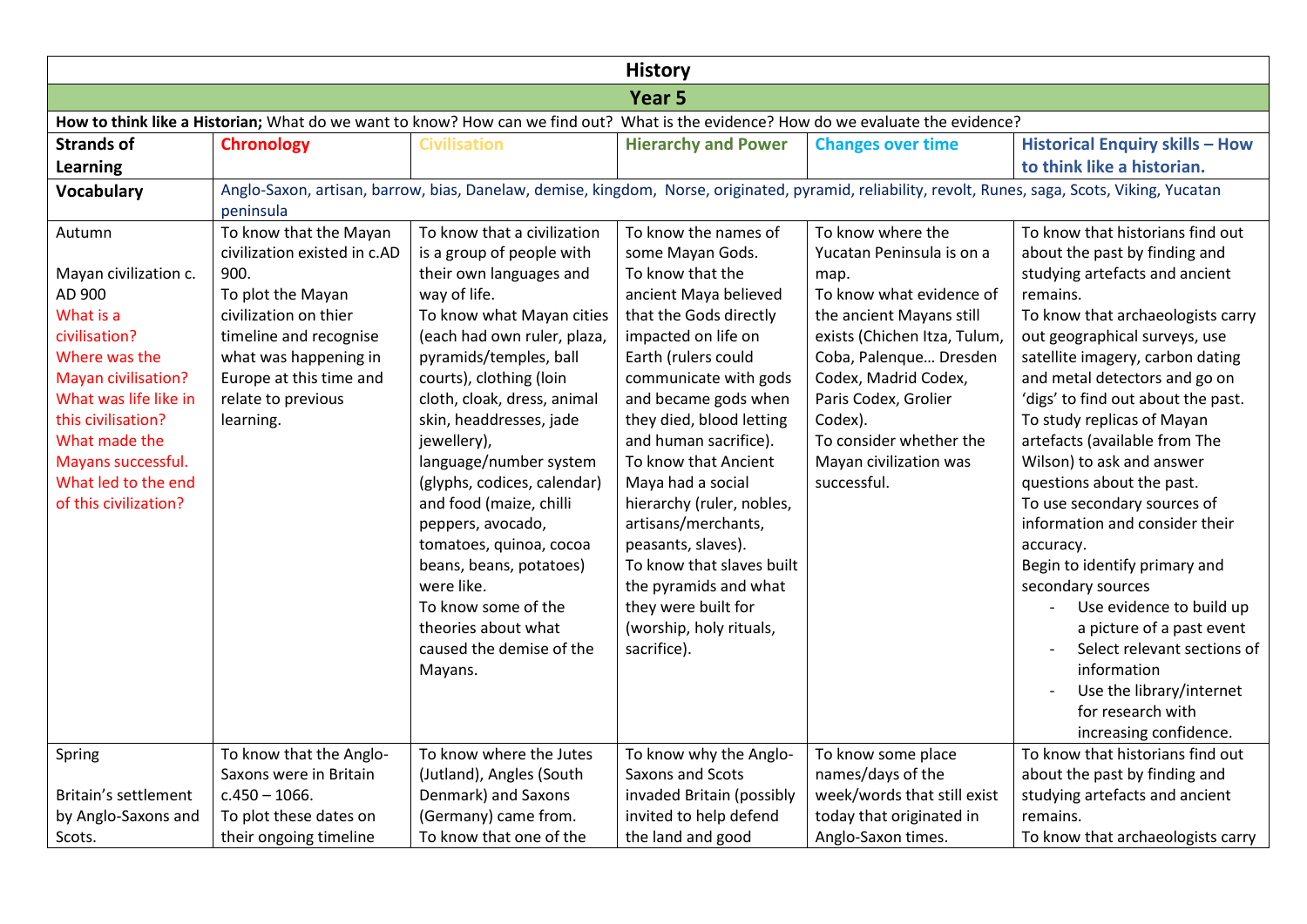| History | | | | | |
|---|---|---|---|---|---|
| **Year 5** | | | | | |
| **How to think like a Historian;** What do we want to know? How can we find out? What is the evidence? How do we evaluate the evidence? | | | | | |
| **Strands of Learning** | **Chronology** | **Civilisation** | **Hierarchy and Power** | **Changes over time** | **Historical Enquiry skills – How to think like a historian.** |
| **Vocabulary** | Anglo-Saxon, artisan, barrow, bias, Danelaw, demise, kingdom, Norse, originated, pyramid, reliability, revolt, Runes, saga, Scots, Viking, Yucatan peninsula | | | | |
| Autumn<br><br>Mayan civilization c. AD 900<br>What is a civilisation?<br>Where was the Mayan civilisation?<br>What was life like in this civilisation?<br>What made the Mayans successful.<br>What led to the end of this civilization? | To know that the Mayan civilization existed in c.AD 900.<br>To plot the Mayan civilization on thier timeline and recognise what was happening in Europe at this time and relate to previous learning. | To know that a civilization is a group of people with their own languages and way of life.<br>To know what Mayan cities (each had own ruler, plaza, pyramids/temples, ball courts), clothing (loin cloth, cloak, dress, animal skin, headdresses, jade jewellery), language/number system (glyphs, codices, calendar) and food (maize, chilli peppers, avocado, tomatoes, quinoa, cocoa beans, beans, potatoes) were like.<br>To know some of the theories about what caused the demise of the Mayans. | To know the names of some Mayan Gods.<br>To know that the ancient Maya believed that the Gods directly impacted on life on Earth (rulers could communicate with gods and became gods when they died, blood letting and human sacrifice).<br>To know that Ancient Maya had a social hierarchy (ruler, nobles, artisans/merchants, peasants, slaves).<br>To know that slaves built the pyramids and what they were built for (worship, holy rituals, sacrifice). | To know where the Yucatan Peninsula is on a map.<br>To know what evidence of the ancient Mayans still exists (Chichen Itza, Tulum, Coba, Palenque… Dresden Codex, Madrid Codex, Paris Codex, Grolier Codex).<br>To consider whether the Mayan civilization was successful. | To know that historians find out about the past by finding and studying artefacts and ancient remains.<br>To know that archaeologists carry out geographical surveys, use satellite imagery, carbon dating and metal detectors and go on 'digs' to find out about the past.<br>To study replicas of Mayan artefacts (available from The Wilson) to ask and answer questions about the past.<br>To use secondary sources of information and consider their accuracy.<br>Begin to identify primary and secondary sources<br>- Use evidence to build up a picture of a past event<br>- Select relevant sections of information<br>- Use the library/internet for research with increasing confidence. |
| Spring<br><br>Britain's settlement by Anglo-Saxons and Scots. | To know that the Anglo-Saxons were in Britain c.450 – 1066.<br>To plot these dates on their ongoing timeline | To know where the Jutes (Jutland), Angles (South Denmark) and Saxons (Germany) came from.<br>To know that one of the | To know why the Anglo-Saxons and Scots invaded Britain (possibly invited to help defend the land and good | To know some place names/days of the week/words that still exist today that originated in Anglo-Saxon times. | To know that historians find out about the past by finding and studying artefacts and ancient remains.<br>To know that archaeologists carry |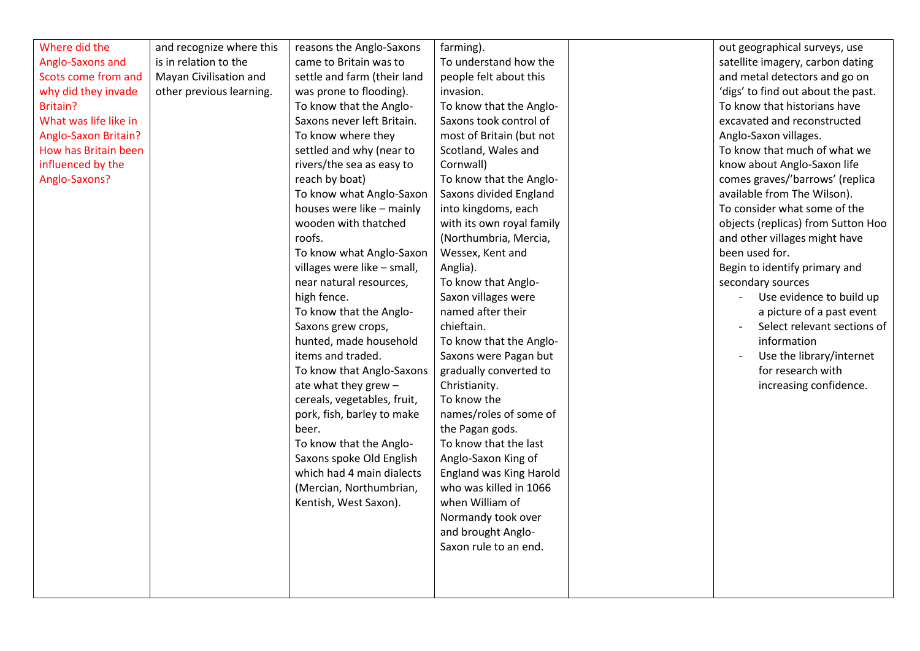| | | | | | |
|---|---|---|---|---|---|
| Where did the Anglo-Saxons and Scots come from and why did they invade Britain?<br>What was life like in Anglo-Saxon Britain?<br>How has Britain been influenced by the Anglo-Saxons? | and recognize where this is in relation to the Mayan Civilisation and other previous learning. | reasons the Anglo-Saxons came to Britain was to settle and farm (their land was prone to flooding).<br>To know that the Anglo-Saxons never left Britain.<br>To know where they settled and why (near to rivers/the sea as easy to reach by boat)<br>To know what Anglo-Saxon houses were like – mainly wooden with thatched roofs.<br>To know what Anglo-Saxon villages were like – small, near natural resources, high fence.<br>To know that the Anglo-Saxons grew crops, hunted, made household items and traded.<br>To know that Anglo-Saxons ate what they grew – cereals, vegetables, fruit, pork, fish, barley to make beer.<br>To know that the Anglo-Saxons spoke Old English which had 4 main dialects (Mercian, Northumbrian, Kentish, West Saxon). | farming).<br>To understand how the people felt about this invasion.<br>To know that the Anglo-Saxons took control of most of Britain (but not Scotland, Wales and Cornwall)<br>To know that the Anglo-Saxons divided England into kingdoms, each with its own royal family (Northumbria, Mercia, Wessex, Kent and Anglia).<br>To know that Anglo-Saxon villages were named after their chieftain.<br>To know that the Anglo-Saxons were Pagan but gradually converted to Christianity.<br>To know the names/roles of some of the Pagan gods.<br>To know that the last Anglo-Saxon King of England was King Harold who was killed in 1066 when William of Normandy took over and brought Anglo-Saxon rule to an end. | | out geographical surveys, use satellite imagery, carbon dating and metal detectors and go on 'digs' to find out about the past.<br>To know that historians have excavated and reconstructed Anglo-Saxon villages.<br>To know that much of what we know about Anglo-Saxon life comes graves/'barrows' (replica available from The Wilson).<br>To consider what some of the objects (replicas) from Sutton Hoo and other villages might have been used for.<br>Begin to identify primary and secondary sources<br>- Use evidence to build up a picture of a past event<br>- Select relevant sections of information<br>- Use the library/internet for research with increasing confidence. |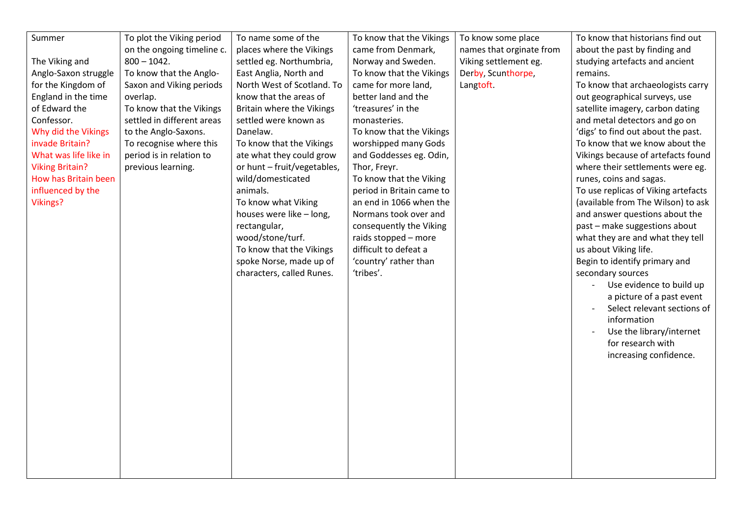| Summer<br><br>The Viking and Anglo-Saxon struggle for the Kingdom of England in the time of Edward the Confessor.<br>Why did the Vikings invade Britain?<br>What was life like in Viking Britain?<br>How has Britain been influenced by the Vikings? | To plot the Viking period on the ongoing timeline c. 800 – 1042.<br>To know that the Anglo-Saxon and Viking periods overlap.<br>To know that the Vikings settled in different areas to the Anglo-Saxons.<br>To recognise where this period is in relation to previous learning. | To name some of the places where the Vikings settled eg. Northumbria, East Anglia, North and North West of Scotland. To know that the areas of Britain where the Vikings settled were known as Danelaw.<br>To know that the Vikings ate what they could grow or hunt – fruit/vegetables, wild/domesticated animals.<br>To know what Viking houses were like – long, rectangular, wood/stone/turf.<br>To know that the Vikings spoke Norse, made up of characters, called Runes. | To know that the Vikings came from Denmark, Norway and Sweden.<br>To know that the Vikings came for more land, better land and the 'treasures' in the monasteries.<br>To know that the Vikings worshipped many Gods and Goddesses eg. Odin, Thor, Freyr.<br>To know that the Viking period in Britain came to an end in 1066 when the Normans took over and consequently the Viking raids stopped – more difficult to defeat a 'country' rather than 'tribes'. | To know some place names that orginate from Viking settlement eg. Derby, Scunthorpe, Langtoft. | To know that historians find out about the past by finding and studying artefacts and ancient remains.<br>To know that archaeologists carry out geographical surveys, use satellite imagery, carbon dating and metal detectors and go on 'digs' to find out about the past.<br>To know that we know about the Vikings because of artefacts found where their settlements were eg. runes, coins and sagas.<br>To use replicas of Viking artefacts (available from The Wilson) to ask and answer questions about the past – make suggestions about what they are and what they tell us about Viking life.<br>Begin to identify primary and secondary sources<br>- Use evidence to build up a picture of a past event<br>- Select relevant sections of information<br>- Use the library/internet for research with increasing confidence. |
|---|---|---|---|---|---|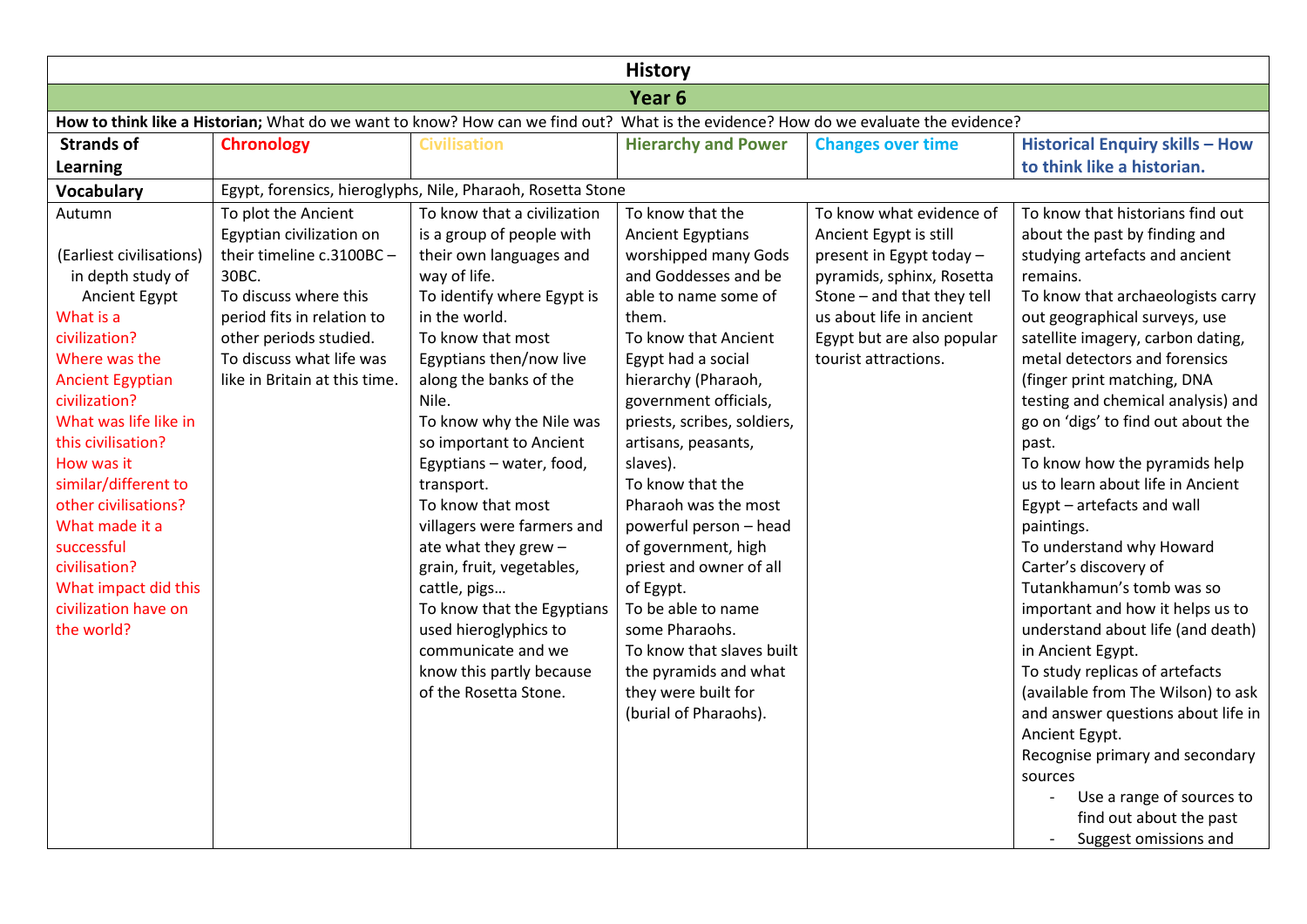# History

## Year 6

**How to think like a Historian;** What do we want to know? How can we find out? What is the evidence? How do we evaluate the evidence?

| Strands of Learning | Chronology | Civilisation | Hierarchy and Power | Changes over time | Historical Enquiry skills – How to think like a historian. |
|---|---|---|---|---|---|
| **Vocabulary** | Egypt, forensics, hieroglyphs, Nile, Pharaoh, Rosetta Stone | | | | |
| Autumn<br><br>(Earliest civilisations) in depth study of Ancient Egypt<br>What is a civilization?<br>Where was the Ancient Egyptian civilization?<br>What was life like in this civilisation?<br>How was it similar/different to other civilisations?<br>What made it a successful civilisation?<br>What impact did this civilization have on the world? | To plot the Ancient Egyptian civilization on their timeline c.3100BC – 30BC.<br>To discuss where this period fits in relation to other periods studied.<br>To discuss what life was like in Britain at this time. | To know that a civilization is a group of people with their own languages and way of life.<br>To identify where Egypt is in the world.<br>To know that most Egyptians then/now live along the banks of the Nile.<br>To know why the Nile was so important to Ancient Egyptians – water, food, transport.<br>To know that most villagers were farmers and ate what they grew – grain, fruit, vegetables, cattle, pigs…<br>To know that the Egyptians used hieroglyphics to communicate and we know this partly because of the Rosetta Stone. | To know that the Ancient Egyptians worshipped many Gods and Goddesses and be able to name some of them.<br>To know that Ancient Egypt had a social hierarchy (Pharaoh, government officials, priests, scribes, soldiers, artisans, peasants, slaves).<br>To know that the Pharaoh was the most powerful person – head of government, high priest and owner of all of Egypt.<br>To be able to name some Pharaohs.<br>To know that slaves built the pyramids and what they were built for (burial of Pharaohs). | To know what evidence of Ancient Egypt is still present in Egypt today – pyramids, sphinx, Rosetta Stone – and that they tell us about life in ancient Egypt but are also popular tourist attractions. | To know that historians find out about the past by finding and studying artefacts and ancient remains.<br>To know that archaeologists carry out geographical surveys, use satellite imagery, carbon dating, metal detectors and forensics (finger print matching, DNA testing and chemical analysis) and go on 'digs' to find out about the past.<br>To know how the pyramids help us to learn about life in Ancient Egypt – artefacts and wall paintings.<br>To understand why Howard Carter's discovery of Tutankhamun's tomb was so important and how it helps us to understand about life (and death) in Ancient Egypt.<br>To study replicas of artefacts (available from The Wilson) to ask and answer questions about life in Ancient Egypt.<br>Recognise primary and secondary sources<br>- Use a range of sources to find out about the past<br>- Suggest omissions and |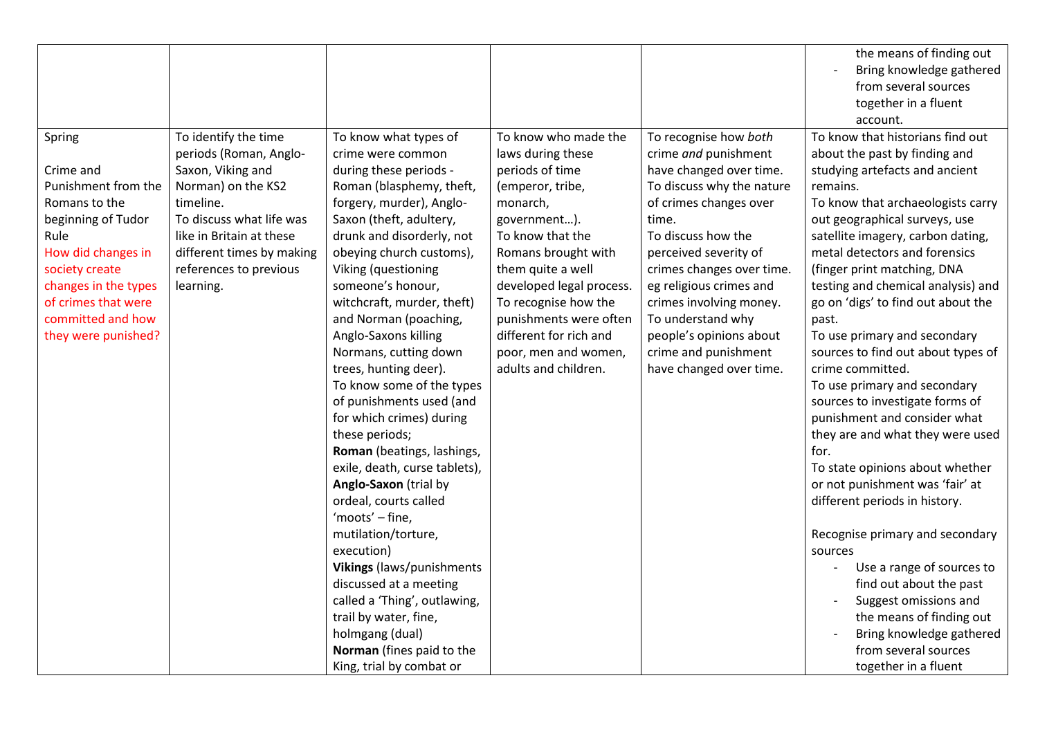| | | | | | |
|---|---|---|---|---|---|
| | | | | | the means of finding out<br>- Bring knowledge gathered from several sources together in a fluent account. |
| Spring<br><br>Crime and Punishment from the Romans to the beginning of Tudor Rule<br>How did changes in society create changes in the types of crimes that were committed and how they were punished? | To identify the time periods (Roman, Anglo-Saxon, Viking and Norman) on the KS2 timeline.<br>To discuss what life was like in Britain at these different times by making references to previous learning. | To know what types of crime were common during these periods - Roman (blasphemy, theft, forgery, murder), Anglo-Saxon (theft, adultery, drunk and disorderly, not obeying church customs), Viking (questioning someone's honour, witchcraft, murder, theft) and Norman (poaching, Anglo-Saxons killing Normans, cutting down trees, hunting deer).<br>To know some of the types of punishments used (and for which crimes) during these periods;<br>**Roman** (beatings, lashings, exile, death, curse tablets),<br>**Anglo-Saxon** (trial by ordeal, courts called 'moots' – fine, mutilation/torture, execution)<br>**Vikings** (laws/punishments discussed at a meeting called a 'Thing', outlawing, trail by water, fine, holmgang (dual)<br>**Norman** (fines paid to the King, trial by combat or | To know who made the laws during these periods of time (emperor, tribe, monarch, government…).<br>To know that the Romans brought with them quite a well developed legal process.<br>To recognise how the punishments were often different for rich and poor, men and women, adults and children. | To recognise how *both* crime *and* punishment have changed over time.<br>To discuss why the nature of crimes changes over time.<br>To discuss how the perceived severity of crimes changes over time. eg religious crimes and crimes involving money.<br>To understand why people's opinions about crime and punishment have changed over time. | To know that historians find out about the past by finding and studying artefacts and ancient remains.<br>To know that archaeologists carry out geographical surveys, use satellite imagery, carbon dating, metal detectors and forensics (finger print matching, DNA testing and chemical analysis) and go on 'digs' to find out about the past.<br>To use primary and secondary sources to find out about types of crime committed.<br>To use primary and secondary sources to investigate forms of punishment and consider what they are and what they were used for.<br>To state opinions about whether or not punishment was 'fair' at different periods in history.<br><br>Recognise primary and secondary sources<br>- Use a range of sources to find out about the past<br>- Suggest omissions and the means of finding out<br>- Bring knowledge gathered from several sources together in a fluent |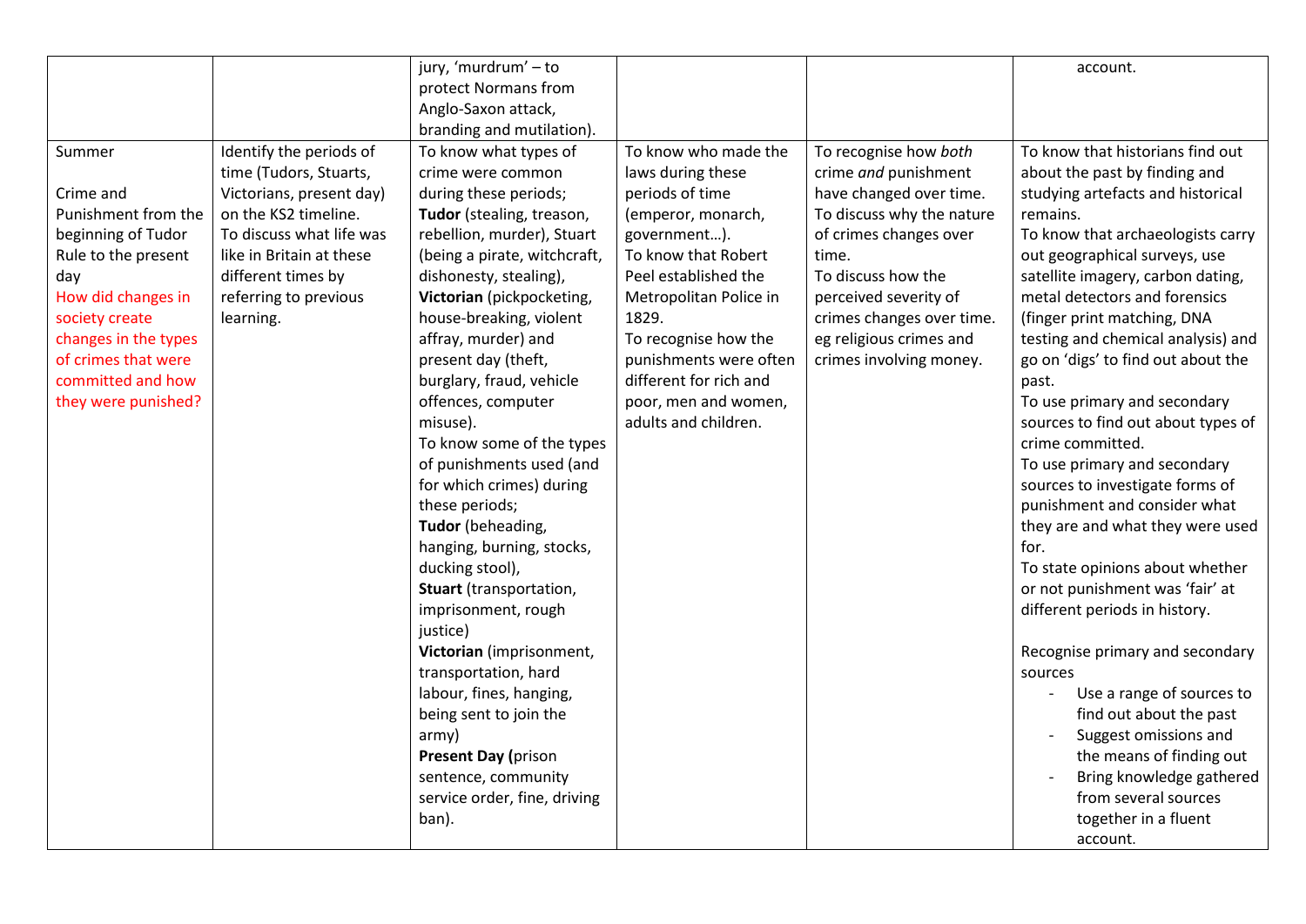| | | | | | |
|---|---|---|---|---|---|
| | | jury, 'murdrum' – to protect Normans from Anglo-Saxon attack, branding and mutilation). | | | account. |
| Summer<br><br>Crime and Punishment from the beginning of Tudor Rule to the present day<br>How did changes in society create changes in the types of crimes that were committed and how they were punished? | Identify the periods of time (Tudors, Stuarts, Victorians, present day) on the KS2 timeline.<br>To discuss what life was like in Britain at these different times by referring to previous learning. | To know what types of crime were common during these periods;<br>**Tudor** (stealing, treason, rebellion, murder), Stuart (being a pirate, witchcraft, dishonesty, stealing), **Victorian** (pickpocketing, house-breaking, violent affray, murder) and present day (theft, burglary, fraud, vehicle offences, computer misuse).<br>To know some of the types of punishments used (and for which crimes) during these periods;<br>**Tudor** (beheading, hanging, burning, stocks, ducking stool),<br>**Stuart** (transportation, imprisonment, rough justice)<br>**Victorian** (imprisonment, transportation, hard labour, fines, hanging, being sent to join the army)<br>**Present Day (**prison sentence, community service order, fine, driving ban). | To know who made the laws during these periods of time (emperor, monarch, government…).<br>To know that Robert Peel established the Metropolitan Police in 1829.<br>To recognise how the punishments were often different for rich and poor, men and women, adults and children. | To recognise how *both* crime *and* punishment have changed over time.<br>To discuss why the nature of crimes changes over time.<br>To discuss how the perceived severity of crimes changes over time. eg religious crimes and crimes involving money. | To know that historians find out about the past by finding and studying artefacts and historical remains.<br>To know that archaeologists carry out geographical surveys, use satellite imagery, carbon dating, metal detectors and forensics (finger print matching, DNA testing and chemical analysis) and go on 'digs' to find out about the past.<br>To use primary and secondary sources to find out about types of crime committed.<br>To use primary and secondary sources to investigate forms of punishment and consider what they are and what they were used for.<br>To state opinions about whether or not punishment was 'fair' at different periods in history.<br><br>Recognise primary and secondary sources<br>- Use a range of sources to find out about the past<br>- Suggest omissions and the means of finding out<br>- Bring knowledge gathered from several sources together in a fluent account. |